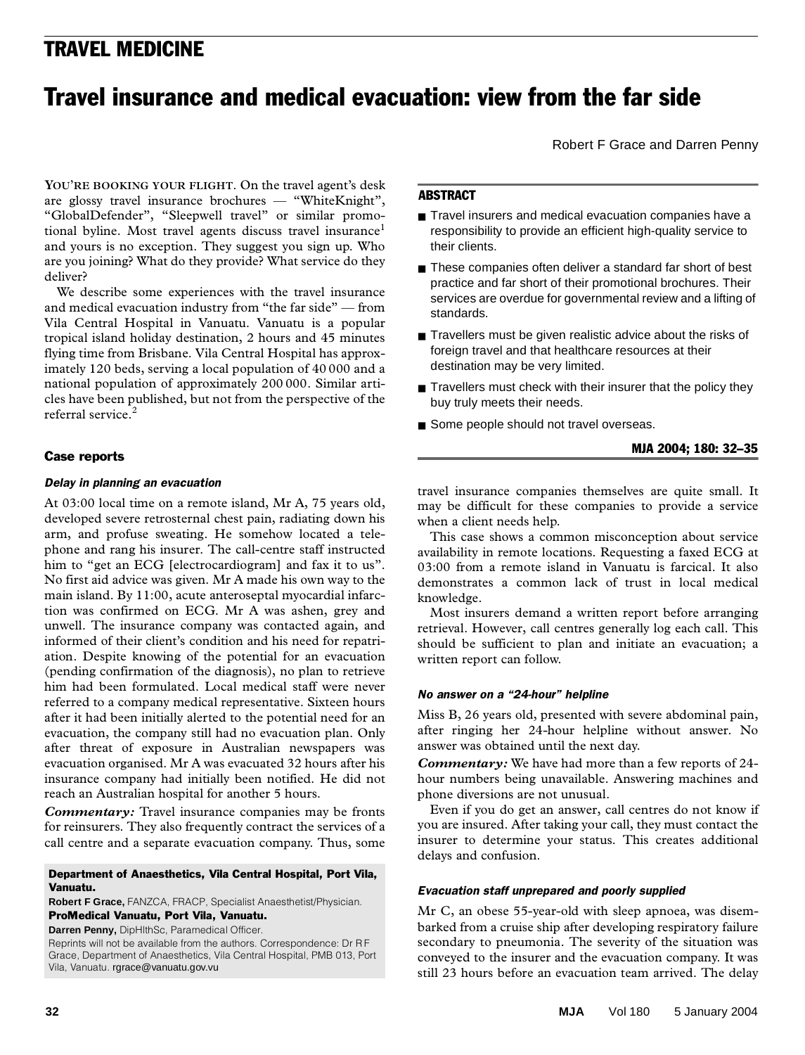# TRAVEL MEDICINE

## Travel insurance and medical evacuation: view from the far side

Robert F Grace and Darren Penny

**YOU'RE BOOKING YOUR FLIGHT**. On the travel agent's desk are glossy travel insurance brochures — "WhiteKnight", "GlobalDefender", "Sleepwell travel" or similar promotional byline. Most travel agents discuss travel insurance[1] and yours is no exception. They suggest you sign up. Who are you joining? What do they provide? What service do they deliver?

We describe some experiences with the travel insurance and medical evacuation industry from "the far side" — from Vila Central Hospital in Vanuatu. Vanuatu is a popular tropical island holiday destination, 2 hours and 45 minutes flying time from Brisbane. Vila Central Hospital has approximately 120 beds, serving a local population of 40 000 and a national population of approximately 200 000. Similar articles have been published, but not from the perspective of the referral service.[2]

### ABSTRACT

- Travel insurers and medical evacuation companies have a responsibility to provide an efficient high-quality service to their clients.
- These companies often deliver a standard far short of best practice and far short of their promotional brochures. Their services are overdue for governmental review and a lifting of standards.
- Travellers must be given realistic advice about the risks of foreign travel and that healthcare resources at their destination may be very limited.
- Travellers must check with their insurer that the policy they buy truly meets their needs.
- Some people should not travel overseas.

**MJA 2004; 180: 32–35**

### Case reports

#### *Delay in planning an evacuation*

At 03:00 local time on a remote island, Mr A, 75 years old, developed severe retrosternal chest pain, radiating down his arm, and profuse sweating. He somehow located a telephone and rang his insurer. The call-centre staff instructed him to "get an ECG [electrocardiogram] and fax it to us". No first aid advice was given. Mr A made his own way to the main island. By 11:00, acute anteroseptal myocardial infarction was confirmed on ECG. Mr A was ashen, grey and unwell. The insurance company was contacted again, and informed of their client's condition and his need for repatriation. Despite knowing of the potential for an evacuation (pending confirmation of the diagnosis), no plan to retrieve him had been formulated. Local medical staff were never referred to a company medical representative. Sixteen hours after it had been initially alerted to the potential need for an evacuation, the company still had no evacuation plan. Only after threat of exposure in Australian newspapers was evacuation organised. Mr A was evacuated 32 hours after his insurance company had initially been notified. He did not reach an Australian hospital for another 5 hours.

***Commentary:*** Travel insurance companies may be fronts for reinsurers. They also frequently contract the services of a call centre and a separate evacuation company. Thus, some travel insurance companies themselves are quite small. It may be difficult for these companies to provide a service when a client needs help.

This case shows a common misconception about service availability in remote locations. Requesting a faxed ECG at 03:00 from a remote island in Vanuatu is farcical. It also demonstrates a common lack of trust in local medical knowledge.

Most insurers demand a written report before arranging retrieval. However, call centres generally log each call. This should be sufficient to plan and initiate an evacuation; a written report can follow.

#### *No answer on a "24-hour" helpline*

Miss B, 26 years old, presented with severe abdominal pain, after ringing her 24-hour helpline without answer. No answer was obtained until the next day.

***Commentary:*** We have had more than a few reports of 24-hour numbers being unavailable. Answering machines and phone diversions are not unusual.

Even if you do get an answer, call centres do not know if you are insured. After taking your call, they must contact the insurer to determine your status. This creates additional delays and confusion.

#### *Evacuation staff unprepared and poorly supplied*

Mr C, an obese 55-year-old with sleep apnoea, was disembarked from a cruise ship after developing respiratory failure secondary to pneumonia. The severity of the situation was conveyed to the insurer and the evacuation company. It was still 23 hours before an evacuation team arrived. The delay

---

**Department of Anaesthetics, Vila Central Hospital, Port Vila, Vanuatu.**

**Robert F Grace,** FANZCA, FRACP, Specialist Anaesthetist/Physician.

**ProMedical Vanuatu, Port Vila, Vanuatu.**

**Darren Penny,** DipHlthSc, Paramedical Officer.

Reprints will not be available from the authors. Correspondence: Dr R F Grace, Department of Anaesthetics, Vila Central Hospital, PMB 013, Port Vila, Vanuatu. rgrace@vanuatu.gov.vu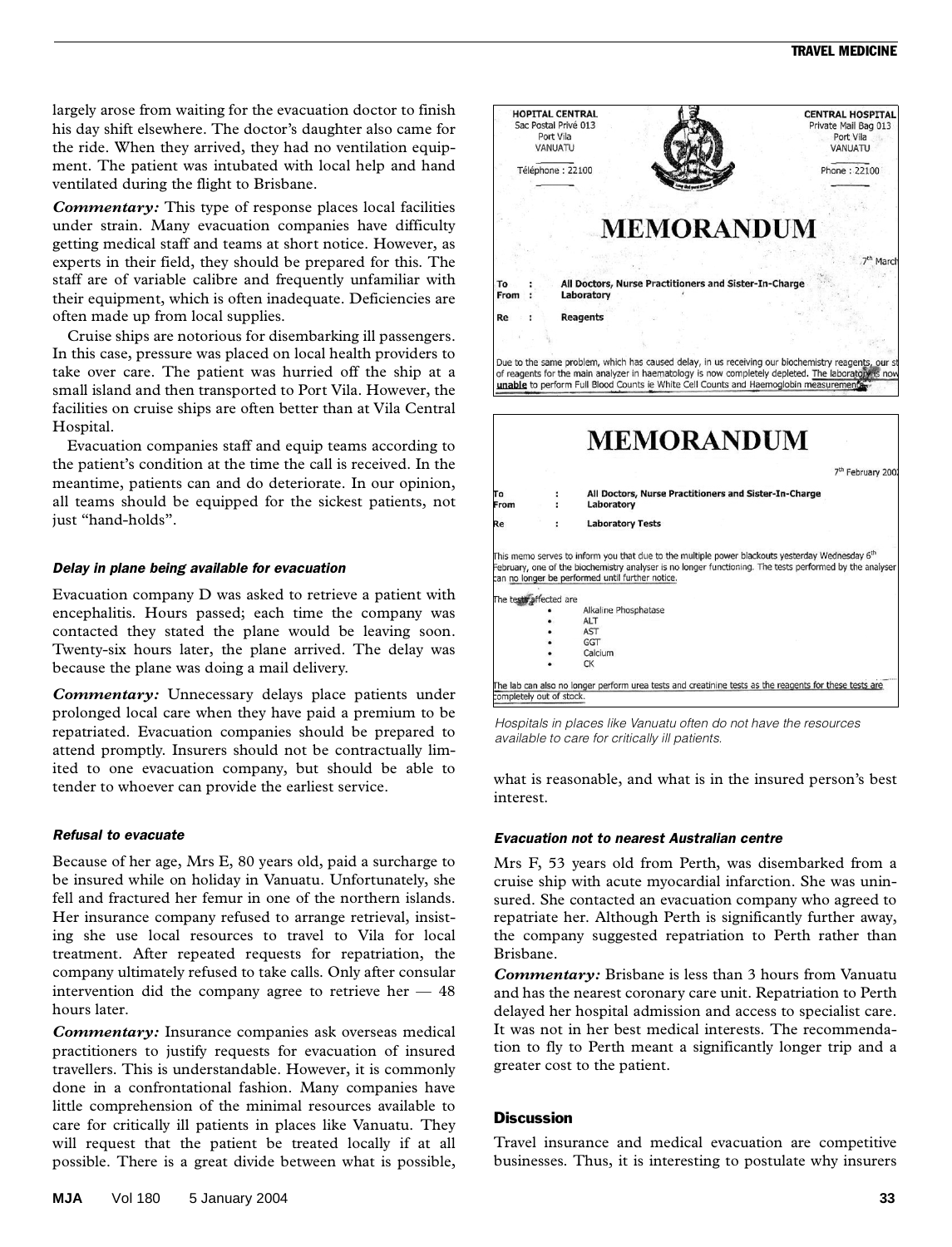largely arose from waiting for the evacuation doctor to finish his day shift elsewhere. The doctor's daughter also came for the ride. When they arrived, they had no ventilation equipment. The patient was intubated with local help and hand ventilated during the flight to Brisbane.

***Commentary:*** This type of response places local facilities under strain. Many evacuation companies have difficulty getting medical staff and teams at short notice. However, as experts in their field, they should be prepared for this. The staff are of variable calibre and frequently unfamiliar with their equipment, which is often inadequate. Deficiencies are often made up from local supplies.

Cruise ships are notorious for disembarking ill passengers. In this case, pressure was placed on local health providers to take over care. The patient was hurried off the ship at a small island and then transported to Port Vila. However, the facilities on cruise ships are often better than at Vila Central Hospital.

Evacuation companies staff and equip teams according to the patient's condition at the time the call is received. In the meantime, patients can and do deteriorate. In our opinion, all teams should be equipped for the sickest patients, not just "hand-holds".

#### *Delay in plane being available for evacuation*

Evacuation company D was asked to retrieve a patient with encephalitis. Hours passed; each time the company was contacted they stated the plane would be leaving soon. Twenty-six hours later, the plane arrived. The delay was because the plane was doing a mail delivery.

***Commentary:*** Unnecessary delays place patients under prolonged local care when they have paid a premium to be repatriated. Evacuation companies should be prepared to attend promptly. Insurers should not be contractually limited to one evacuation company, but should be able to tender to whoever can provide the earliest service.

#### *Refusal to evacuate*

Because of her age, Mrs E, 80 years old, paid a surcharge to be insured while on holiday in Vanuatu. Unfortunately, she fell and fractured her femur in one of the northern islands. Her insurance company refused to arrange retrieval, insisting she use local resources to travel to Vila for local treatment. After repeated requests for repatriation, the company ultimately refused to take calls. Only after consular intervention did the company agree to retrieve her — 48 hours later.

***Commentary:*** Insurance companies ask overseas medical practitioners to justify requests for evacuation of insured travellers. This is understandable. However, it is commonly done in a confrontational fashion. Many companies have little comprehension of the minimal resources available to care for critically ill patients in places like Vanuatu. They will request that the patient be treated locally if at all possible. There is a great divide between what is possible, what is reasonable, and what is in the insured person's best interest.

HOPITAL CENTRAL
Sac Postal Privé 013
Port Vila
VANUATU
Téléphone : 22100

CENTRAL HOSPITAL
Private Mail Bag 013
Port Vila
VANUATU
Phone : 22100

**MEMORANDUM**

7[th] March

To : All Doctors, Nurse Practitioners and Sister-In-Charge
From : Laboratory
Re : Reagents

Due to the same problem, which has caused delay, in us receiving our biochemistry reagents, our st of reagents for the main analyzer in haematology is now completely depleted. **The laboratory is now unable** to perform Full Blood Counts ie White Cell Counts and Haemoglobin measurements.

**MEMORANDUM**

7[th] February 200

To : All Doctors, Nurse Practitioners and Sister-In-Charge
From : Laboratory
Re : Laboratory Tests

This memo serves to inform you that due to the multiple power blackouts yesterday Wednesday 6[th] February, one of the biochemistry analyser is no longer functioning. The tests performed by the analyser can no longer be performed until further notice.

The tests affected are
- Alkaline Phosphatase
- ALT
- AST
- GGT
- Calcium
- CK

The lab can also no longer perform urea tests and creatinine tests as the reagents for these tests are completely out of stock.

*Hospitals in places like Vanuatu often do not have the resources available to care for critically ill patients.*

#### *Evacuation not to nearest Australian centre*

Mrs F, 53 years old from Perth, was disembarked from a cruise ship with acute myocardial infarction. She was uninsured. She contacted an evacuation company who agreed to repatriate her. Although Perth is significantly further away, the company suggested repatriation to Perth rather than Brisbane.

***Commentary:*** Brisbane is less than 3 hours from Vanuatu and has the nearest coronary care unit. Repatriation to Perth delayed her hospital admission and access to specialist care. It was not in her best medical interests. The recommendation to fly to Perth meant a significantly longer trip and a greater cost to the patient.

### Discussion

Travel insurance and medical evacuation are competitive businesses. Thus, it is interesting to postulate why insurers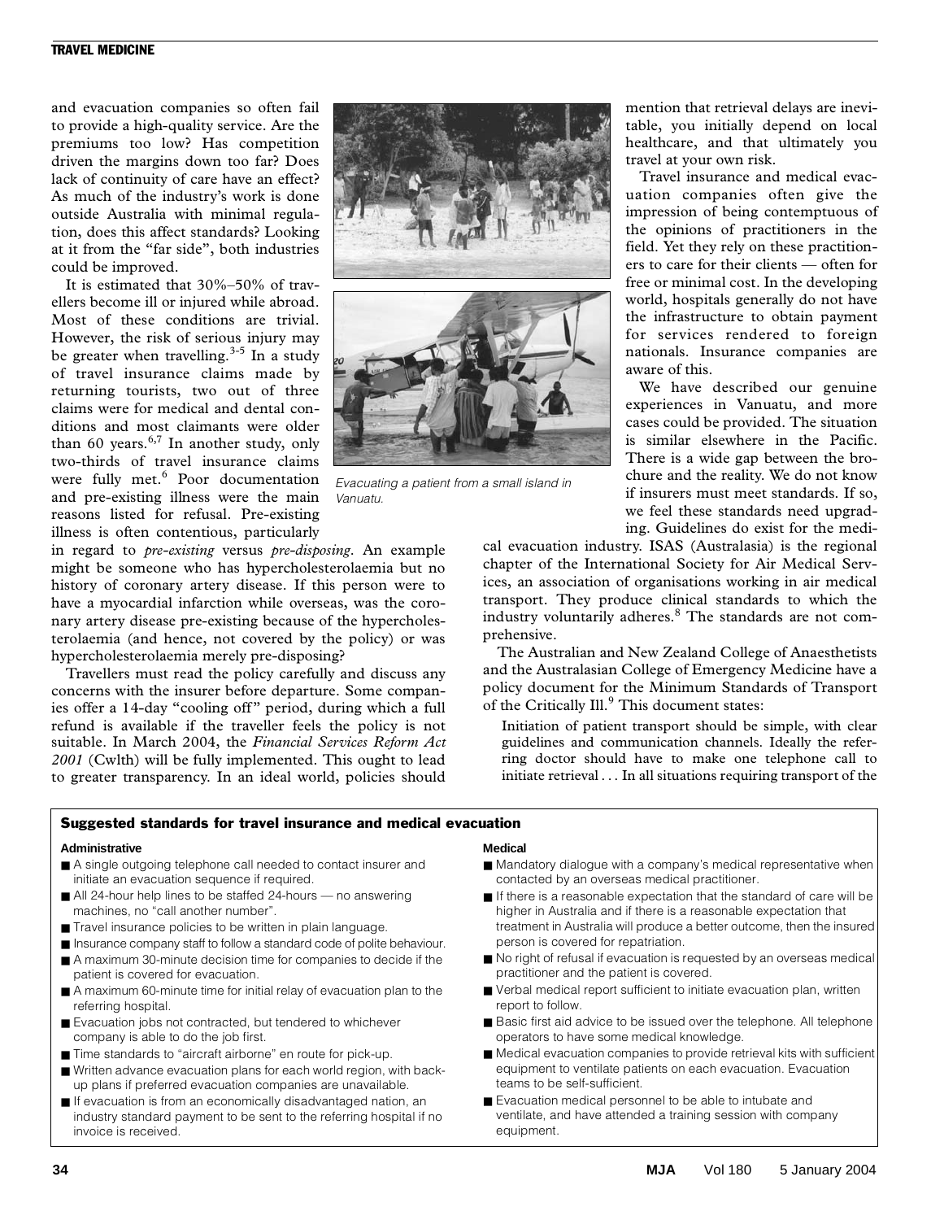and evacuation companies so often fail to provide a high-quality service. Are the premiums too low? Has competition driven the margins down too far? Does lack of continuity of care have an effect? As much of the industry's work is done outside Australia with minimal regulation, does this affect standards? Looking at it from the "far side", both industries could be improved.

It is estimated that 30%–50% of travellers become ill or injured while abroad. Most of these conditions are trivial. However, the risk of serious injury may be greater when travelling.[3-5] In a study of travel insurance claims made by returning tourists, two out of three claims were for medical and dental conditions and most claimants were older than 60 years.[6,7] In another study, only two-thirds of travel insurance claims were fully met.[6] Poor documentation and pre-existing illness were the main reasons listed for refusal. Pre-existing illness is often contentious, particularly in regard to *pre-existing* versus *pre-disposing*. An example might be someone who has hypercholesterolaemia but no history of coronary artery disease. If this person were to have a myocardial infarction while overseas, was the coronary artery disease pre-existing because of the hypercholesterolaemia (and hence, not covered by the policy) or was hypercholesterolaemia merely pre-disposing?

Travellers must read the policy carefully and discuss any concerns with the insurer before departure. Some companies offer a 14-day "cooling off" period, during which a full refund is available if the traveller feels the policy is not suitable. In March 2004, the *Financial Services Reform Act 2001* (Cwlth) will be fully implemented. This ought to lead to greater transparency. In an ideal world, policies should mention that retrieval delays are inevitable, you initially depend on local healthcare, and that ultimately you travel at your own risk.

*Evacuating a patient from a small island in Vanuatu.*

Travel insurance and medical evacuation companies often give the impression of being contemptuous of the opinions of practitioners in the field. Yet they rely on these practitioners to care for their clients — often for free or minimal cost. In the developing world, hospitals generally do not have the infrastructure to obtain payment for services rendered to foreign nationals. Insurance companies are aware of this.

We have described our genuine experiences in Vanuatu, and more cases could be provided. The situation is similar elsewhere in the Pacific. There is a wide gap between the brochure and the reality. We do not know if insurers must meet standards. If so, we feel these standards need upgrading. Guidelines do exist for the medical evacuation industry. ISAS (Australasia) is the regional chapter of the International Society for Air Medical Services, an association of organisations working in air medical transport. They produce clinical standards to which the industry voluntarily adheres.[8] The standards are not comprehensive.

The Australian and New Zealand College of Anaesthetists and the Australasian College of Emergency Medicine have a policy document for the Minimum Standards of Transport of the Critically Ill.[9] This document states:

> Initiation of patient transport should be simple, with clear guidelines and communication channels. Ideally the referring doctor should have to make one telephone call to initiate retrieval . . . In all situations requiring transport of the

### Suggested standards for travel insurance and medical evacuation

**Administrative**

- A single outgoing telephone call needed to contact insurer and initiate an evacuation sequence if required.
- All 24-hour help lines to be staffed 24-hours — no answering machines, no "call another number".
- Travel insurance policies to be written in plain language.
- Insurance company staff to follow a standard code of polite behaviour.
- A maximum 30-minute decision time for companies to decide if the patient is covered for evacuation.
- A maximum 60-minute time for initial relay of evacuation plan to the referring hospital.
- Evacuation jobs not contracted, but tendered to whichever company is able to do the job first.
- Time standards to "aircraft airborne" en route for pick-up.
- Written advance evacuation plans for each world region, with back-up plans if preferred evacuation companies are unavailable.
- If evacuation is from an economically disadvantaged nation, an industry standard payment to be sent to the referring hospital if no invoice is received.

**Medical**

- Mandatory dialogue with a company's medical representative when contacted by an overseas medical practitioner.
- If there is a reasonable expectation that the standard of care will be higher in Australia and if there is a reasonable expectation that treatment in Australia will produce a better outcome, then the insured person is covered for repatriation.
- No right of refusal if evacuation is requested by an overseas medical practitioner and the patient is covered.
- Verbal medical report sufficient to initiate evacuation plan, written report to follow.
- Basic first aid advice to be issued over the telephone. All telephone operators to have some medical knowledge.
- Medical evacuation companies to provide retrieval kits with sufficient equipment to ventilate patients on each evacuation. Evacuation teams to be self-sufficient.
- Evacuation medical personnel to be able to intubate and ventilate, and have attended a training session with company equipment.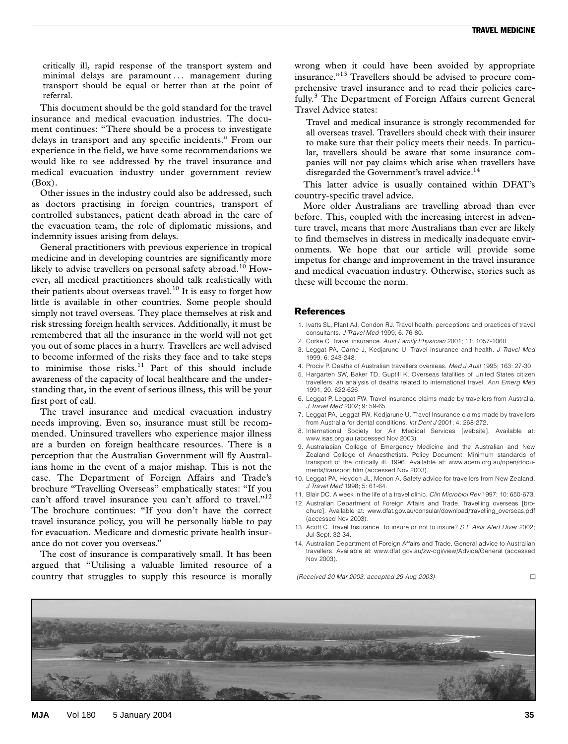> critically ill, rapid response of the transport system and minimal delays are paramount . . . management during transport should be equal or better than at the point of referral.

This document should be the gold standard for the travel insurance and medical evacuation industries. The document continues: "There should be a process to investigate delays in transport and any specific incidents." From our experience in the field, we have some recommendations we would like to see addressed by the travel insurance and medical evacuation industry under government review (Box).

Other issues in the industry could also be addressed, such as doctors practising in foreign countries, transport of controlled substances, patient death abroad in the care of the evacuation team, the role of diplomatic missions, and indemnity issues arising from delays.

General practitioners with previous experience in tropical medicine and in developing countries are significantly more likely to advise travellers on personal safety abroad.[10] However, all medical practitioners should talk realistically with their patients about overseas travel.[10] It is easy to forget how little is available in other countries. Some people should simply not travel overseas. They place themselves at risk and risk stressing foreign health services. Additionally, it must be remembered that all the insurance in the world will not get you out of some places in a hurry. Travellers are well advised to become informed of the risks they face and to take steps to minimise those risks.[11] Part of this should include awareness of the capacity of local healthcare and the understanding that, in the event of serious illness, this will be your first port of call.

The travel insurance and medical evacuation industry needs improving. Even so, insurance must still be recommended. Uninsured travellers who experience major illness are a burden on foreign healthcare resources. There is a perception that the Australian Government will fly Australians home in the event of a major mishap. This is not the case. The Department of Foreign Affairs and Trade's brochure "Travelling Overseas" emphatically states: "If you can't afford travel insurance you can't afford to travel."[12] The brochure continues: "If you don't have the correct travel insurance policy, you will be personally liable to pay for evacuation. Medicare and domestic private health insurance do not cover you overseas."

The cost of insurance is comparatively small. It has been argued that "Utilising a valuable limited resource of a country that struggles to supply this resource is morally wrong when it could have been avoided by appropriate insurance."[13] Travellers should be advised to procure comprehensive travel insurance and to read their policies carefully.[3] The Department of Foreign Affairs current General Travel Advice states:

> Travel and medical insurance is strongly recommended for all overseas travel. Travellers should check with their insurer to make sure that their policy meets their needs. In particular, travellers should be aware that some insurance companies will not pay claims which arise when travellers have disregarded the Government's travel advice.[14]

This latter advice is usually contained within DFAT's country-specific travel advice.

More older Australians are travelling abroad than ever before. This, coupled with the increasing interest in adventure travel, means that more Australians than ever are likely to find themselves in distress in medically inadequate environments. We hope that our article will provide some impetus for change and improvement in the travel insurance and medical evacuation industry. Otherwise, stories such as these will become the norm.

## References

1. Ivatts SL, Plant AJ, Condon RJ. Travel health: perceptions and practices of travel consultants. *J Travel Med* 1999; 6: 76-80.
2. Corke C. Travel insurance. *Aust Family Physician* 2001; 11: 1057-1060.
3. Leggat PA, Carne J, Kedjarune U. Travel Insurance and health. *J Travel Med* 1999; 6: 243-248.
4. Prociv P. Deaths of Australian travellers overseas. *Med J Aust* 1995; 163: 27-30.
5. Hargarten SW, Baker TD, Guptill K. Overseas fatalities of United States citizen travellers: an analysis of deaths related to international travel. *Ann Emerg Med* 1991; 20: 622-626.
6. Leggat P, Leggat FW. Travel insurance claims made by travellers from Australia. *J Travel Med* 2002; 9: 59-65.
7. Leggat PA, Leggat FW, Kedjarune U. Travel Insurance claims made by travellers from Australia for dental conditions. *Int Dent J* 2001; 4: 268-272.
8. International Society for Air Medical Services [website]. Available at: www.isas.org.au (accessed Nov 2003).
9. Australasian College of Emergency Medicine and the Australian and New Zealand College of Anaesthetists. Policy Document. Minimum standards of transport of the critically ill. 1996. Available at: www.acem.org.au/open/documents/transport.htm (accessed Nov 2003).
10. Leggat PA, Heydon JL, Menon A. Safety advice for travellers from New Zealand. *J Travel Med* 1998; 5: 61-64.
11. Blair DC. A week in the life of a travel clinic. *Clin Microbiol Rev* 1997; 10: 650-673.
12. Australian Department of Foreign Affairs and Trade. Travelling overseas [brochure]. Available at: www.dfat.gov.au/consular/download/travelling_overseas.pdf (accessed Nov 2003).
13. Acott C. Travel Insurance. To insure or not to insure? *S E Asia Alert Diver* 2002; Jul-Sept: 32-34.
14. Australian Department of Foreign Affairs and Trade. General advice to Australian travellers. Available at: www.dfat.gov.au/zw-cgi/view/Advice/General (accessed Nov 2003).

*(Received 20 Mar 2003, accepted 29 Aug 2003)*